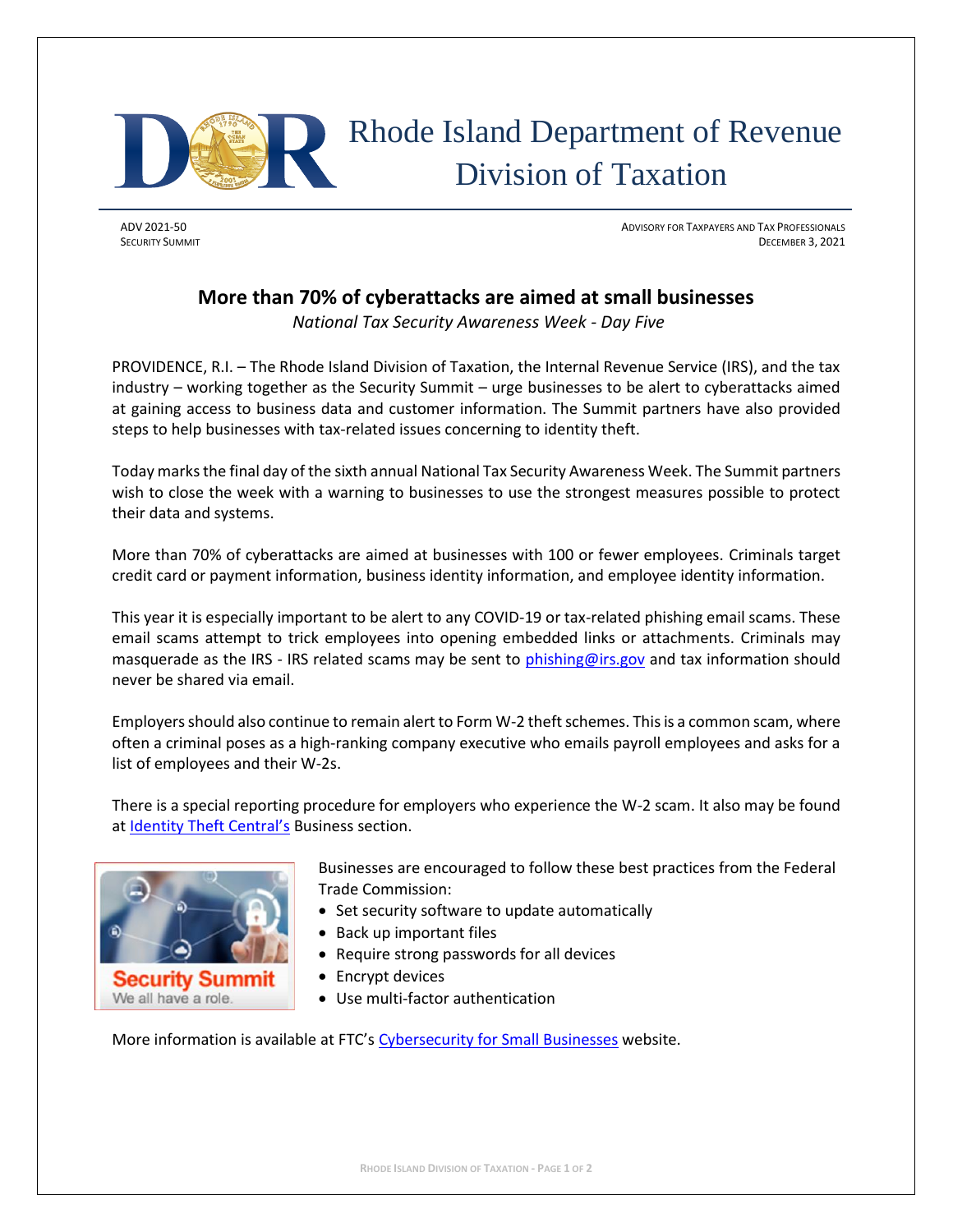# Rhode Island Department of Revenue
## Division of Taxation

ADV 2021-50
SECURITY SUMMIT

ADVISORY FOR TAXPAYERS AND TAX PROFESSIONALS
DECEMBER 3, 2021

## More than 70% of cyberattacks are aimed at small businesses

*National Tax Security Awareness Week - Day Five*

PROVIDENCE, R.I. – The Rhode Island Division of Taxation, the Internal Revenue Service (IRS), and the tax industry – working together as the Security Summit – urge businesses to be alert to cyberattacks aimed at gaining access to business data and customer information. The Summit partners have also provided steps to help businesses with tax-related issues concerning to identity theft.

Today marks the final day of the sixth annual National Tax Security Awareness Week. The Summit partners wish to close the week with a warning to businesses to use the strongest measures possible to protect their data and systems.

More than 70% of cyberattacks are aimed at businesses with 100 or fewer employees. Criminals target credit card or payment information, business identity information, and employee identity information.

This year it is especially important to be alert to any COVID-19 or tax-related phishing email scams. These email scams attempt to trick employees into opening embedded links or attachments. Criminals may masquerade as the IRS - IRS related scams may be sent to phishing@irs.gov and tax information should never be shared via email.

Employers should also continue to remain alert to Form W-2 theft schemes. This is a common scam, where often a criminal poses as a high-ranking company executive who emails payroll employees and asks for a list of employees and their W-2s.

There is a special reporting procedure for employers who experience the W-2 scam. It also may be found at Identity Theft Central's Business section.

Security Summit
We all have a role.

Businesses are encouraged to follow these best practices from the Federal Trade Commission:

- Set security software to update automatically
- Back up important files
- Require strong passwords for all devices
- Encrypt devices
- Use multi-factor authentication

More information is available at FTC's Cybersecurity for Small Businesses website.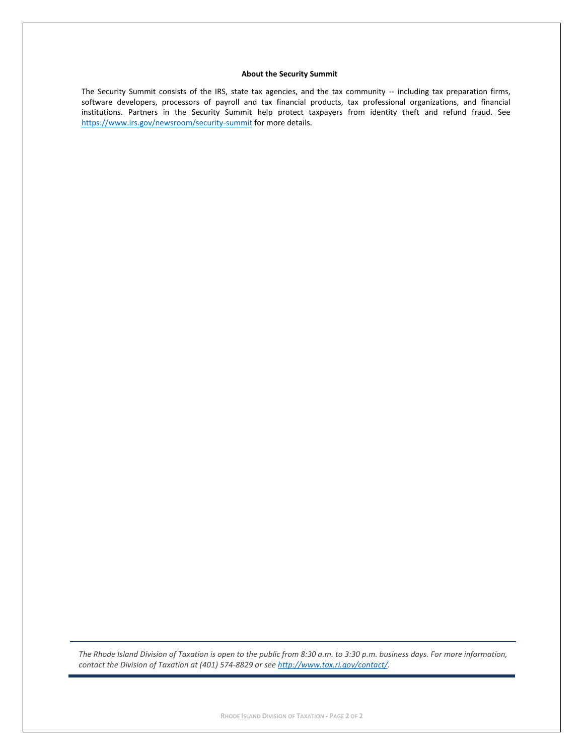**About the Security Summit**

The Security Summit consists of the IRS, state tax agencies, and the tax community -- including tax preparation firms, software developers, processors of payroll and tax financial products, tax professional organizations, and financial institutions. Partners in the Security Summit help protect taxpayers from identity theft and refund fraud. See https://www.irs.gov/newsroom/security-summit for more details.

---

*The Rhode Island Division of Taxation is open to the public from 8:30 a.m. to 3:30 p.m. business days. For more information, contact the Division of Taxation at (401) 574-8829 or see http://www.tax.ri.gov/contact/.*